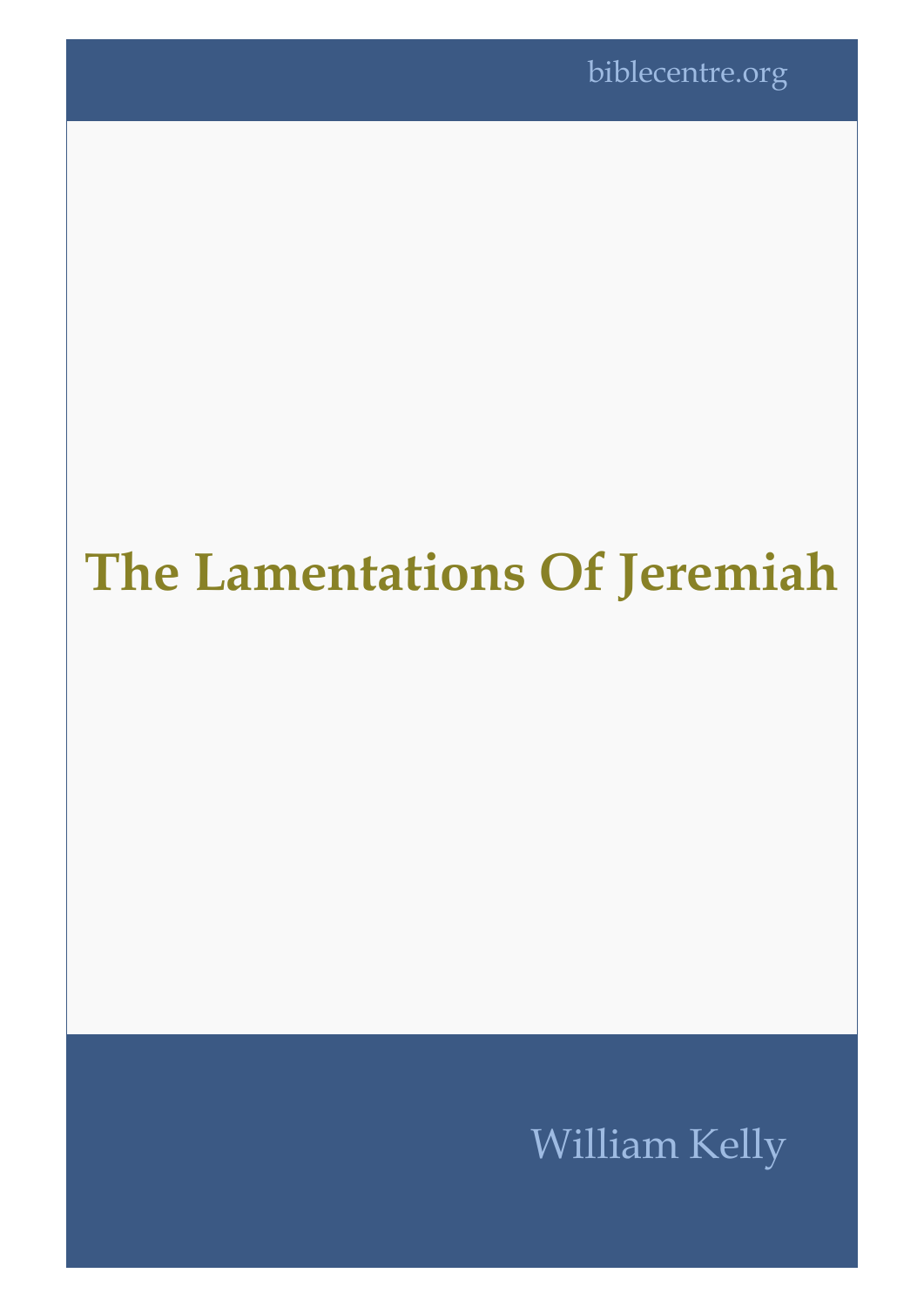biblecentre.org

# The Lamentations Of Jeremiah

William Kelly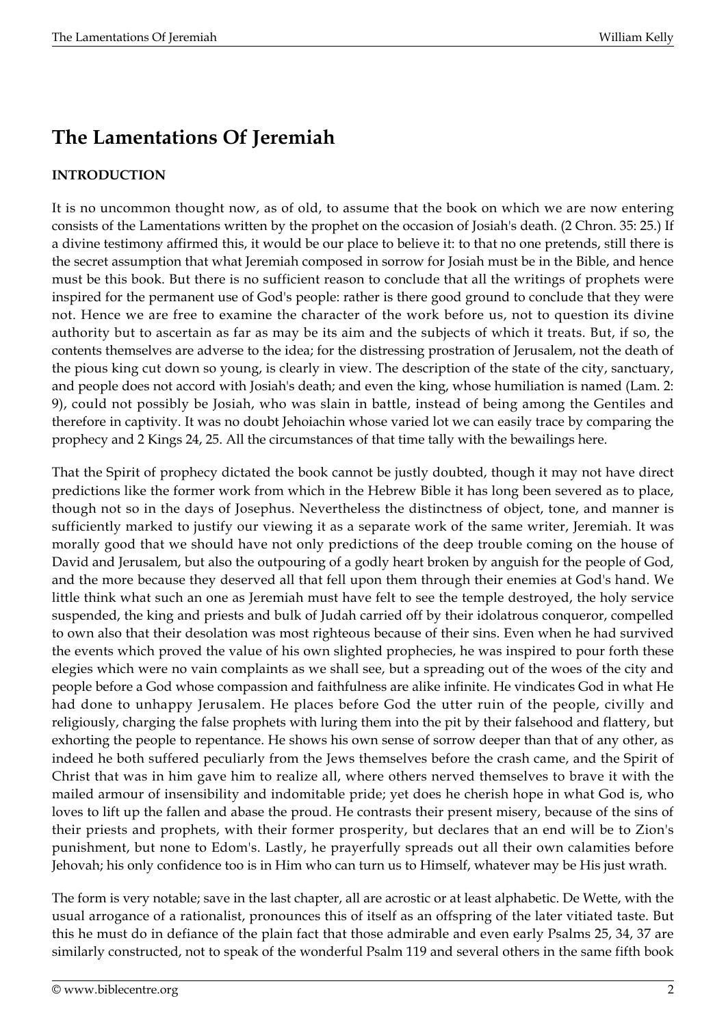# The Lamentations Of Jeremiah

**INTRODUCTION**

It is no uncommon thought now, as of old, to assume that the book on which we are now entering consists of the Lamentations written by the prophet on the occasion of Josiah's death. (2 Chron. 35: 25.) If a divine testimony affirmed this, it would be our place to believe it: to that no one pretends, still there is the secret assumption that what Jeremiah composed in sorrow for Josiah must be in the Bible, and hence must be this book. But there is no sufficient reason to conclude that all the writings of prophets were inspired for the permanent use of God's people: rather is there good ground to conclude that they were not. Hence we are free to examine the character of the work before us, not to question its divine authority but to ascertain as far as may be its aim and the subjects of which it treats. But, if so, the contents themselves are adverse to the idea; for the distressing prostration of Jerusalem, not the death of the pious king cut down so young, is clearly in view. The description of the state of the city, sanctuary, and people does not accord with Josiah's death; and even the king, whose humiliation is named (Lam. 2: 9), could not possibly be Josiah, who was slain in battle, instead of being among the Gentiles and therefore in captivity. It was no doubt Jehoiachin whose varied lot we can easily trace by comparing the prophecy and 2 Kings 24, 25. All the circumstances of that time tally with the bewailings here.

That the Spirit of prophecy dictated the book cannot be justly doubted, though it may not have direct predictions like the former work from which in the Hebrew Bible it has long been severed as to place, though not so in the days of Josephus. Nevertheless the distinctness of object, tone, and manner is sufficiently marked to justify our viewing it as a separate work of the same writer, Jeremiah. It was morally good that we should have not only predictions of the deep trouble coming on the house of David and Jerusalem, but also the outpouring of a godly heart broken by anguish for the people of God, and the more because they deserved all that fell upon them through their enemies at God's hand. We little think what such an one as Jeremiah must have felt to see the temple destroyed, the holy service suspended, the king and priests and bulk of Judah carried off by their idolatrous conqueror, compelled to own also that their desolation was most righteous because of their sins. Even when he had survived the events which proved the value of his own slighted prophecies, he was inspired to pour forth these elegies which were no vain complaints as we shall see, but a spreading out of the woes of the city and people before a God whose compassion and faithfulness are alike infinite. He vindicates God in what He had done to unhappy Jerusalem. He places before God the utter ruin of the people, civilly and religiously, charging the false prophets with luring them into the pit by their falsehood and flattery, but exhorting the people to repentance. He shows his own sense of sorrow deeper than that of any other, as indeed he both suffered peculiarly from the Jews themselves before the crash came, and the Spirit of Christ that was in him gave him to realize all, where others nerved themselves to brave it with the mailed armour of insensibility and indomitable pride; yet does he cherish hope in what God is, who loves to lift up the fallen and abase the proud. He contrasts their present misery, because of the sins of their priests and prophets, with their former prosperity, but declares that an end will be to Zion's punishment, but none to Edom's. Lastly, he prayerfully spreads out all their own calamities before Jehovah; his only confidence too is in Him who can turn us to Himself, whatever may be His just wrath.

The form is very notable; save in the last chapter, all are acrostic or at least alphabetic. De Wette, with the usual arrogance of a rationalist, pronounces this of itself as an offspring of the later vitiated taste. But this he must do in defiance of the plain fact that those admirable and even early Psalms 25, 34, 37 are similarly constructed, not to speak of the wonderful Psalm 119 and several others in the same fifth book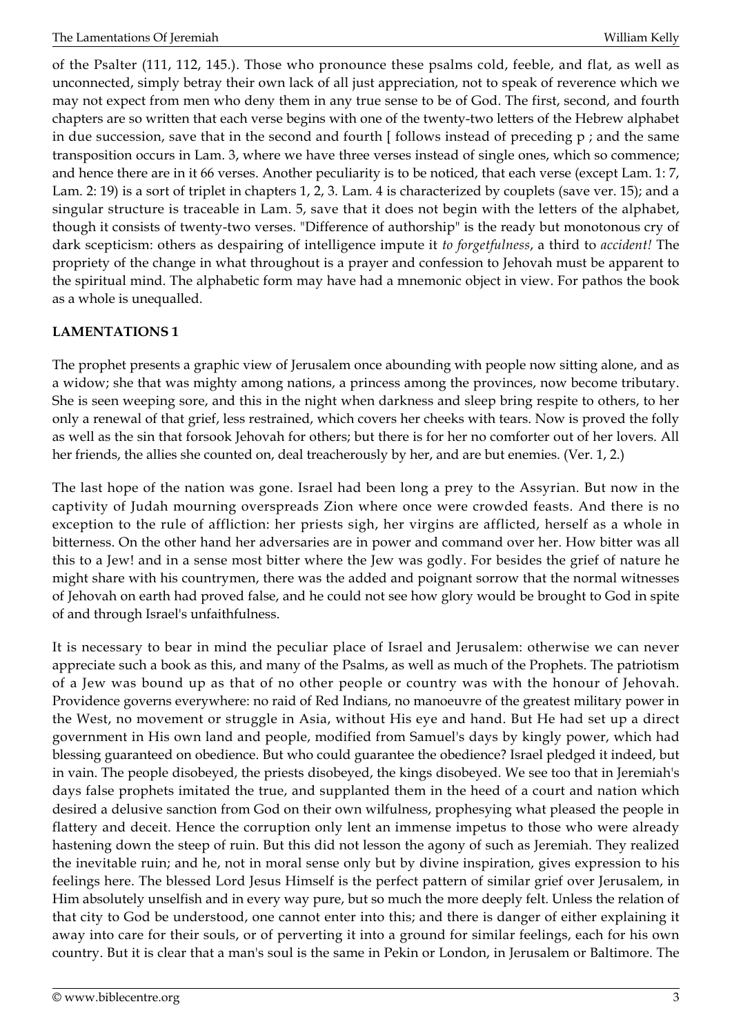of the Psalter (111, 112, 145.). Those who pronounce these psalms cold, feeble, and flat, as well as unconnected, simply betray their own lack of all just appreciation, not to speak of reverence which we may not expect from men who deny them in any true sense to be of God. The first, second, and fourth chapters are so written that each verse begins with one of the twenty-two letters of the Hebrew alphabet in due succession, save that in the second and fourth [ follows instead of preceding p ; and the same transposition occurs in Lam. 3, where we have three verses instead of single ones, which so commence; and hence there are in it 66 verses. Another peculiarity is to be noticed, that each verse (except Lam. 1: 7, Lam. 2: 19) is a sort of triplet in chapters 1, 2, 3. Lam. 4 is characterized by couplets (save ver. 15); and a singular structure is traceable in Lam. 5, save that it does not begin with the letters of the alphabet, though it consists of twenty-two verses. "Difference of authorship" is the ready but monotonous cry of dark scepticism: others as despairing of intelligence impute it *to forgetfulness*, a third to *accident!* The propriety of the change in what throughout is a prayer and confession to Jehovah must be apparent to the spiritual mind. The alphabetic form may have had a mnemonic object in view. For pathos the book as a whole is unequalled.

**LAMENTATIONS 1**

The prophet presents a graphic view of Jerusalem once abounding with people now sitting alone, and as a widow; she that was mighty among nations, a princess among the provinces, now become tributary. She is seen weeping sore, and this in the night when darkness and sleep bring respite to others, to her only a renewal of that grief, less restrained, which covers her cheeks with tears. Now is proved the folly as well as the sin that forsook Jehovah for others; but there is for her no comforter out of her lovers. All her friends, the allies she counted on, deal treacherously by her, and are but enemies. (Ver. 1, 2.)

The last hope of the nation was gone. Israel had been long a prey to the Assyrian. But now in the captivity of Judah mourning overspreads Zion where once were crowded feasts. And there is no exception to the rule of affliction: her priests sigh, her virgins are afflicted, herself as a whole in bitterness. On the other hand her adversaries are in power and command over her. How bitter was all this to a Jew! and in a sense most bitter where the Jew was godly. For besides the grief of nature he might share with his countrymen, there was the added and poignant sorrow that the normal witnesses of Jehovah on earth had proved false, and he could not see how glory would be brought to God in spite of and through Israel's unfaithfulness.

It is necessary to bear in mind the peculiar place of Israel and Jerusalem: otherwise we can never appreciate such a book as this, and many of the Psalms, as well as much of the Prophets. The patriotism of a Jew was bound up as that of no other people or country was with the honour of Jehovah. Providence governs everywhere: no raid of Red Indians, no manoeuvre of the greatest military power in the West, no movement or struggle in Asia, without His eye and hand. But He had set up a direct government in His own land and people, modified from Samuel's days by kingly power, which had blessing guaranteed on obedience. But who could guarantee the obedience? Israel pledged it indeed, but in vain. The people disobeyed, the priests disobeyed, the kings disobeyed. We see too that in Jeremiah's days false prophets imitated the true, and supplanted them in the heed of a court and nation which desired a delusive sanction from God on their own wilfulness, prophesying what pleased the people in flattery and deceit. Hence the corruption only lent an immense impetus to those who were already hastening down the steep of ruin. But this did not lesson the agony of such as Jeremiah. They realized the inevitable ruin; and he, not in moral sense only but by divine inspiration, gives expression to his feelings here. The blessed Lord Jesus Himself is the perfect pattern of similar grief over Jerusalem, in Him absolutely unselfish and in every way pure, but so much the more deeply felt. Unless the relation of that city to God be understood, one cannot enter into this; and there is danger of either explaining it away into care for their souls, or of perverting it into a ground for similar feelings, each for his own country. But it is clear that a man's soul is the same in Pekin or London, in Jerusalem or Baltimore. The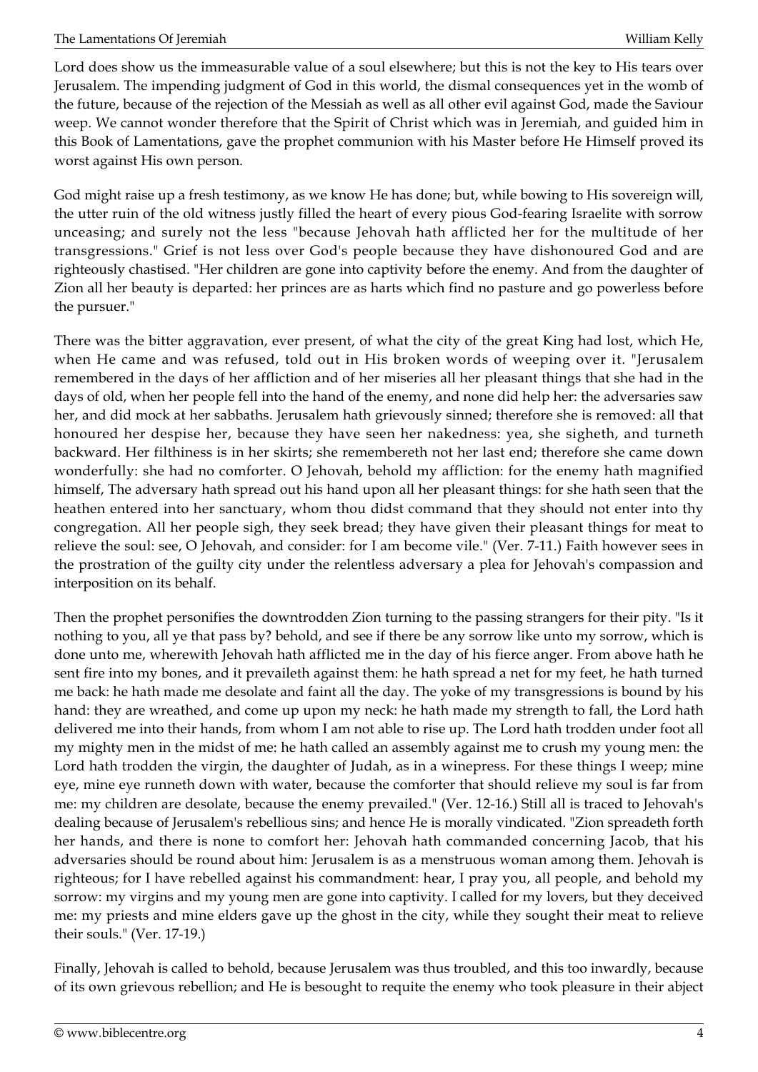Lord does show us the immeasurable value of a soul elsewhere; but this is not the key to His tears over Jerusalem. The impending judgment of God in this world, the dismal consequences yet in the womb of the future, because of the rejection of the Messiah as well as all other evil against God, made the Saviour weep. We cannot wonder therefore that the Spirit of Christ which was in Jeremiah, and guided him in this Book of Lamentations, gave the prophet communion with his Master before He Himself proved its worst against His own person.

God might raise up a fresh testimony, as we know He has done; but, while bowing to His sovereign will, the utter ruin of the old witness justly filled the heart of every pious God-fearing Israelite with sorrow unceasing; and surely not the less "because Jehovah hath afflicted her for the multitude of her transgressions." Grief is not less over God's people because they have dishonoured God and are righteously chastised. "Her children are gone into captivity before the enemy. And from the daughter of Zion all her beauty is departed: her princes are as harts which find no pasture and go powerless before the pursuer."

There was the bitter aggravation, ever present, of what the city of the great King had lost, which He, when He came and was refused, told out in His broken words of weeping over it. "Jerusalem remembered in the days of her affliction and of her miseries all her pleasant things that she had in the days of old, when her people fell into the hand of the enemy, and none did help her: the adversaries saw her, and did mock at her sabbaths. Jerusalem hath grievously sinned; therefore she is removed: all that honoured her despise her, because they have seen her nakedness: yea, she sigheth, and turneth backward. Her filthiness is in her skirts; she remembereth not her last end; therefore she came down wonderfully: she had no comforter. O Jehovah, behold my affliction: for the enemy hath magnified himself, The adversary hath spread out his hand upon all her pleasant things: for she hath seen that the heathen entered into her sanctuary, whom thou didst command that they should not enter into thy congregation. All her people sigh, they seek bread; they have given their pleasant things for meat to relieve the soul: see, O Jehovah, and consider: for I am become vile." (Ver. 7-11.) Faith however sees in the prostration of the guilty city under the relentless adversary a plea for Jehovah's compassion and interposition on its behalf.

Then the prophet personifies the downtrodden Zion turning to the passing strangers for their pity. "Is it nothing to you, all ye that pass by? behold, and see if there be any sorrow like unto my sorrow, which is done unto me, wherewith Jehovah hath afflicted me in the day of his fierce anger. From above hath he sent fire into my bones, and it prevaileth against them: he hath spread a net for my feet, he hath turned me back: he hath made me desolate and faint all the day. The yoke of my transgressions is bound by his hand: they are wreathed, and come up upon my neck: he hath made my strength to fall, the Lord hath delivered me into their hands, from whom I am not able to rise up. The Lord hath trodden under foot all my mighty men in the midst of me: he hath called an assembly against me to crush my young men: the Lord hath trodden the virgin, the daughter of Judah, as in a winepress. For these things I weep; mine eye, mine eye runneth down with water, because the comforter that should relieve my soul is far from me: my children are desolate, because the enemy prevailed." (Ver. 12-16.) Still all is traced to Jehovah's dealing because of Jerusalem's rebellious sins; and hence He is morally vindicated. "Zion spreadeth forth her hands, and there is none to comfort her: Jehovah hath commanded concerning Jacob, that his adversaries should be round about him: Jerusalem is as a menstruous woman among them. Jehovah is righteous; for I have rebelled against his commandment: hear, I pray you, all people, and behold my sorrow: my virgins and my young men are gone into captivity. I called for my lovers, but they deceived me: my priests and mine elders gave up the ghost in the city, while they sought their meat to relieve their souls." (Ver. 17-19.)

Finally, Jehovah is called to behold, because Jerusalem was thus troubled, and this too inwardly, because of its own grievous rebellion; and He is besought to requite the enemy who took pleasure in their abject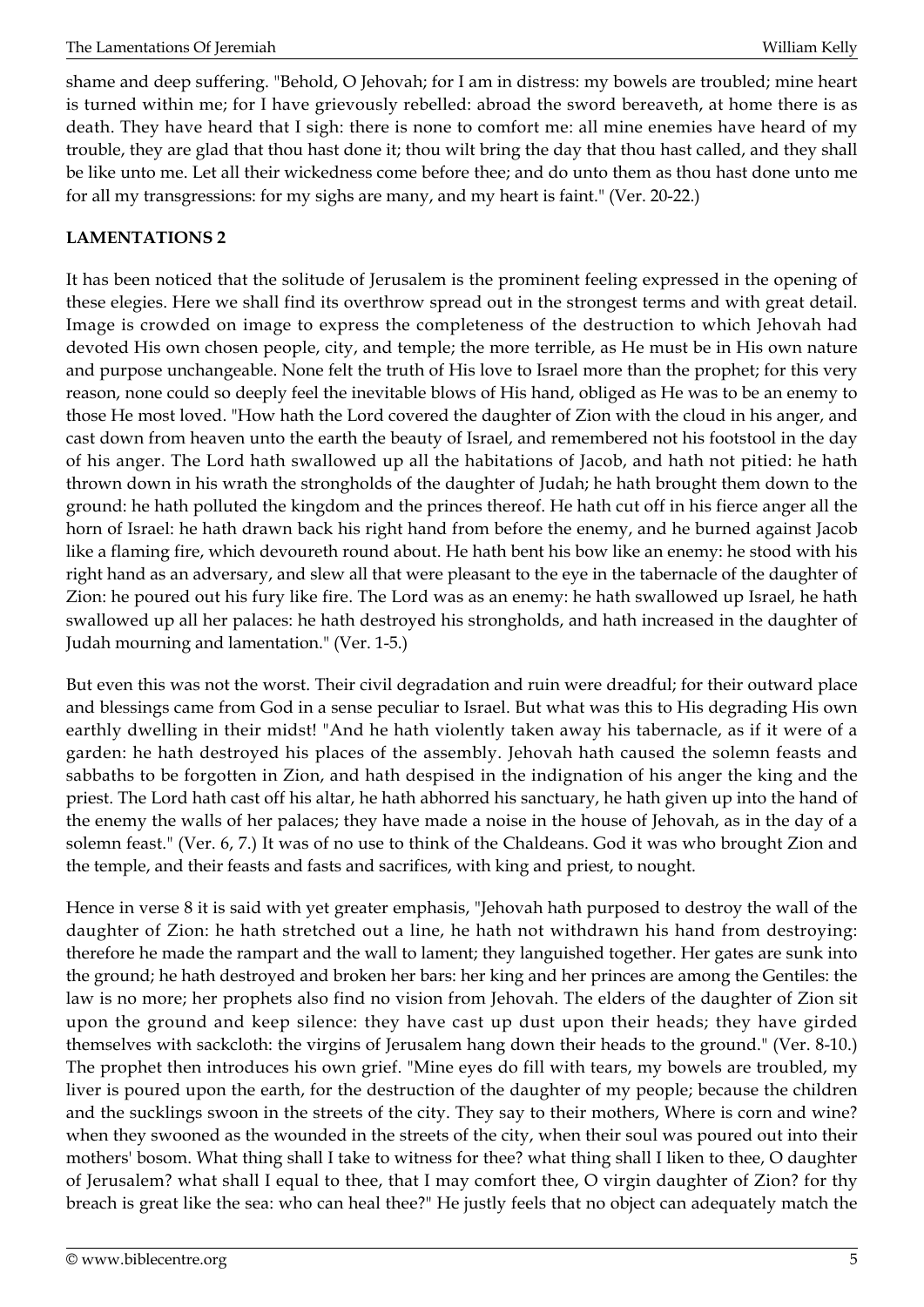shame and deep suffering. "Behold, O Jehovah; for I am in distress: my bowels are troubled; mine heart is turned within me; for I have grievously rebelled: abroad the sword bereaveth, at home there is as death. They have heard that I sigh: there is none to comfort me: all mine enemies have heard of my trouble, they are glad that thou hast done it; thou wilt bring the day that thou hast called, and they shall be like unto me. Let all their wickedness come before thee; and do unto them as thou hast done unto me for all my transgressions: for my sighs are many, and my heart is faint." (Ver. 20-22.)

## LAMENTATIONS 2

It has been noticed that the solitude of Jerusalem is the prominent feeling expressed in the opening of these elegies. Here we shall find its overthrow spread out in the strongest terms and with great detail. Image is crowded on image to express the completeness of the destruction to which Jehovah had devoted His own chosen people, city, and temple; the more terrible, as He must be in His own nature and purpose unchangeable. None felt the truth of His love to Israel more than the prophet; for this very reason, none could so deeply feel the inevitable blows of His hand, obliged as He was to be an enemy to those He most loved. "How hath the Lord covered the daughter of Zion with the cloud in his anger, and cast down from heaven unto the earth the beauty of Israel, and remembered not his footstool in the day of his anger. The Lord hath swallowed up all the habitations of Jacob, and hath not pitied: he hath thrown down in his wrath the strongholds of the daughter of Judah; he hath brought them down to the ground: he hath polluted the kingdom and the princes thereof. He hath cut off in his fierce anger all the horn of Israel: he hath drawn back his right hand from before the enemy, and he burned against Jacob like a flaming fire, which devoureth round about. He hath bent his bow like an enemy: he stood with his right hand as an adversary, and slew all that were pleasant to the eye in the tabernacle of the daughter of Zion: he poured out his fury like fire. The Lord was as an enemy: he hath swallowed up Israel, he hath swallowed up all her palaces: he hath destroyed his strongholds, and hath increased in the daughter of Judah mourning and lamentation." (Ver. 1-5.)

But even this was not the worst. Their civil degradation and ruin were dreadful; for their outward place and blessings came from God in a sense peculiar to Israel. But what was this to His degrading His own earthly dwelling in their midst! "And he hath violently taken away his tabernacle, as if it were of a garden: he hath destroyed his places of the assembly. Jehovah hath caused the solemn feasts and sabbaths to be forgotten in Zion, and hath despised in the indignation of his anger the king and the priest. The Lord hath cast off his altar, he hath abhorred his sanctuary, he hath given up into the hand of the enemy the walls of her palaces; they have made a noise in the house of Jehovah, as in the day of a solemn feast." (Ver. 6, 7.) It was of no use to think of the Chaldeans. God it was who brought Zion and the temple, and their feasts and fasts and sacrifices, with king and priest, to nought.

Hence in verse 8 it is said with yet greater emphasis, "Jehovah hath purposed to destroy the wall of the daughter of Zion: he hath stretched out a line, he hath not withdrawn his hand from destroying: therefore he made the rampart and the wall to lament; they languished together. Her gates are sunk into the ground; he hath destroyed and broken her bars: her king and her princes are among the Gentiles: the law is no more; her prophets also find no vision from Jehovah. The elders of the daughter of Zion sit upon the ground and keep silence: they have cast up dust upon their heads; they have girded themselves with sackcloth: the virgins of Jerusalem hang down their heads to the ground." (Ver. 8-10.) The prophet then introduces his own grief. "Mine eyes do fill with tears, my bowels are troubled, my liver is poured upon the earth, for the destruction of the daughter of my people; because the children and the sucklings swoon in the streets of the city. They say to their mothers, Where is corn and wine? when they swooned as the wounded in the streets of the city, when their soul was poured out into their mothers' bosom. What thing shall I take to witness for thee? what thing shall I liken to thee, O daughter of Jerusalem? what shall I equal to thee, that I may comfort thee, O virgin daughter of Zion? for thy breach is great like the sea: who can heal thee?" He justly feels that no object can adequately match the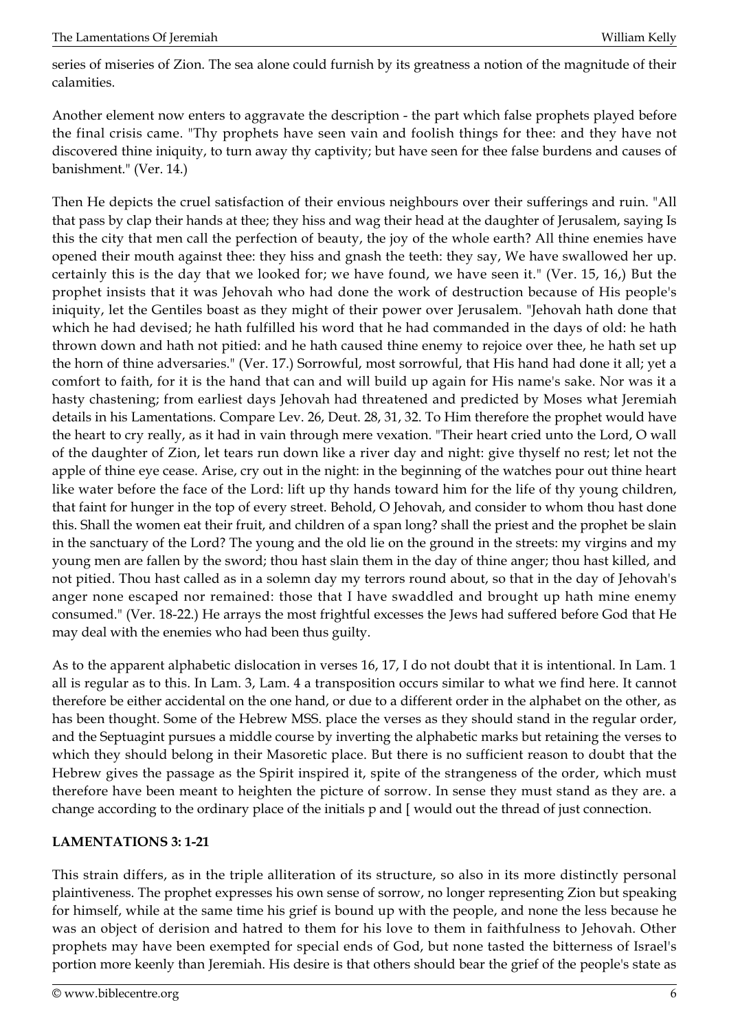series of miseries of Zion. The sea alone could furnish by its greatness a notion of the magnitude of their calamities.

Another element now enters to aggravate the description - the part which false prophets played before the final crisis came. "Thy prophets have seen vain and foolish things for thee: and they have not discovered thine iniquity, to turn away thy captivity; but have seen for thee false burdens and causes of banishment." (Ver. 14.)

Then He depicts the cruel satisfaction of their envious neighbours over their sufferings and ruin. "All that pass by clap their hands at thee; they hiss and wag their head at the daughter of Jerusalem, saying Is this the city that men call the perfection of beauty, the joy of the whole earth? All thine enemies have opened their mouth against thee: they hiss and gnash the teeth: they say, We have swallowed her up. certainly this is the day that we looked for; we have found, we have seen it." (Ver. 15, 16,) But the prophet insists that it was Jehovah who had done the work of destruction because of His people's iniquity, let the Gentiles boast as they might of their power over Jerusalem. "Jehovah hath done that which he had devised; he hath fulfilled his word that he had commanded in the days of old: he hath thrown down and hath not pitied: and he hath caused thine enemy to rejoice over thee, he hath set up the horn of thine adversaries." (Ver. 17.) Sorrowful, most sorrowful, that His hand had done it all; yet a comfort to faith, for it is the hand that can and will build up again for His name's sake. Nor was it a hasty chastening; from earliest days Jehovah had threatened and predicted by Moses what Jeremiah details in his Lamentations. Compare Lev. 26, Deut. 28, 31, 32. To Him therefore the prophet would have the heart to cry really, as it had in vain through mere vexation. "Their heart cried unto the Lord, O wall of the daughter of Zion, let tears run down like a river day and night: give thyself no rest; let not the apple of thine eye cease. Arise, cry out in the night: in the beginning of the watches pour out thine heart like water before the face of the Lord: lift up thy hands toward him for the life of thy young children, that faint for hunger in the top of every street. Behold, O Jehovah, and consider to whom thou hast done this. Shall the women eat their fruit, and children of a span long? shall the priest and the prophet be slain in the sanctuary of the Lord? The young and the old lie on the ground in the streets: my virgins and my young men are fallen by the sword; thou hast slain them in the day of thine anger; thou hast killed, and not pitied. Thou hast called as in a solemn day my terrors round about, so that in the day of Jehovah's anger none escaped nor remained: those that I have swaddled and brought up hath mine enemy consumed." (Ver. 18-22.) He arrays the most frightful excesses the Jews had suffered before God that He may deal with the enemies who had been thus guilty.

As to the apparent alphabetic dislocation in verses 16, 17, I do not doubt that it is intentional. In Lam. 1 all is regular as to this. In Lam. 3, Lam. 4 a transposition occurs similar to what we find here. It cannot therefore be either accidental on the one hand, or due to a different order in the alphabet on the other, as has been thought. Some of the Hebrew MSS. place the verses as they should stand in the regular order, and the Septuagint pursues a middle course by inverting the alphabetic marks but retaining the verses to which they should belong in their Masoretic place. But there is no sufficient reason to doubt that the Hebrew gives the passage as the Spirit inspired it, spite of the strangeness of the order, which must therefore have been meant to heighten the picture of sorrow. In sense they must stand as they are. a change according to the ordinary place of the initials p and [ would out the thread of just connection.

**LAMENTATIONS 3: 1-21**

This strain differs, as in the triple alliteration of its structure, so also in its more distinctly personal plaintiveness. The prophet expresses his own sense of sorrow, no longer representing Zion but speaking for himself, while at the same time his grief is bound up with the people, and none the less because he was an object of derision and hatred to them for his love to them in faithfulness to Jehovah. Other prophets may have been exempted for special ends of God, but none tasted the bitterness of Israel's portion more keenly than Jeremiah. His desire is that others should bear the grief of the people's state as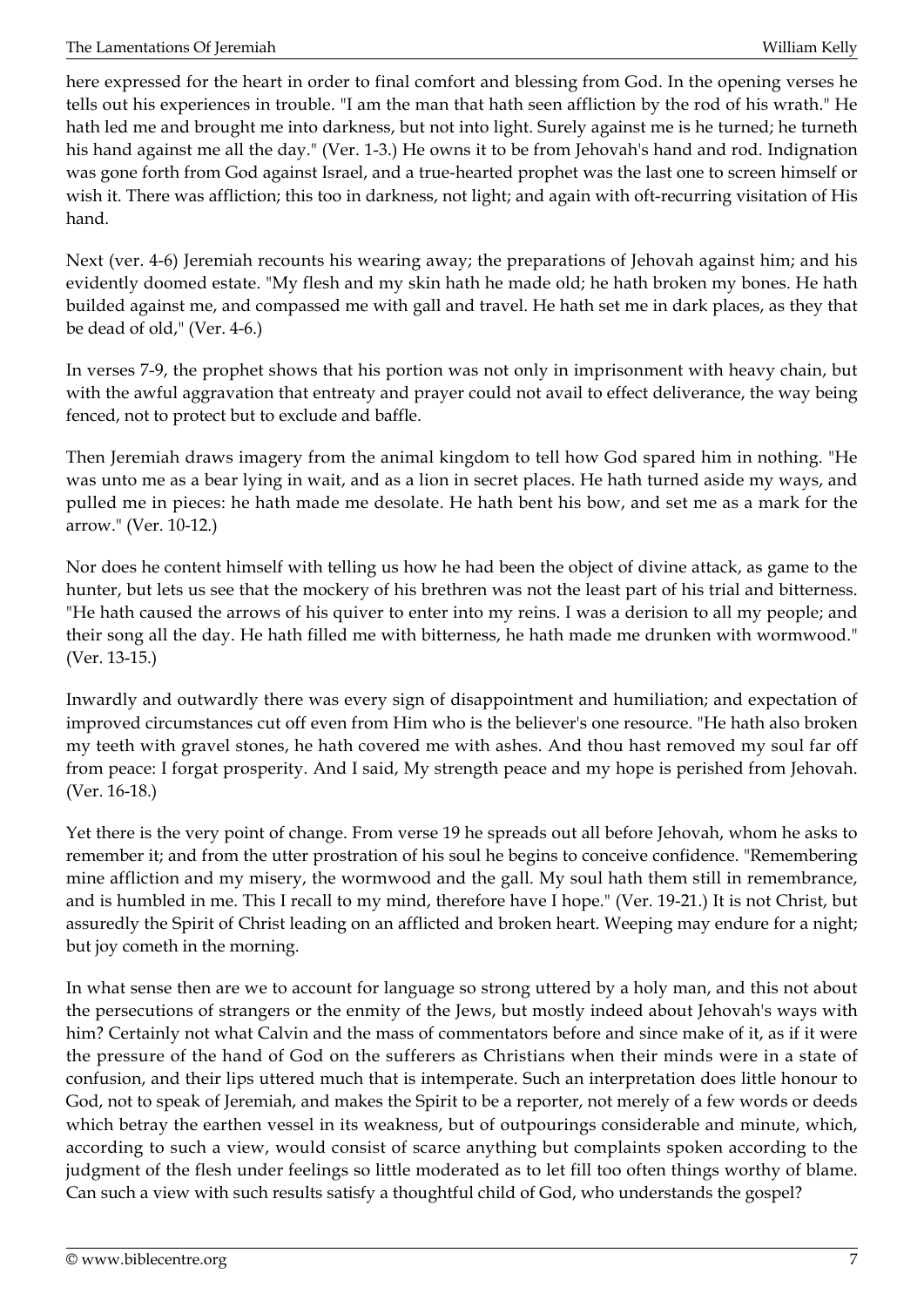here expressed for the heart in order to final comfort and blessing from God. In the opening verses he tells out his experiences in trouble. "I am the man that hath seen affliction by the rod of his wrath." He hath led me and brought me into darkness, but not into light. Surely against me is he turned; he turneth his hand against me all the day." (Ver. 1-3.) He owns it to be from Jehovah's hand and rod. Indignation was gone forth from God against Israel, and a true-hearted prophet was the last one to screen himself or wish it. There was affliction; this too in darkness, not light; and again with oft-recurring visitation of His hand.

Next (ver. 4-6) Jeremiah recounts his wearing away; the preparations of Jehovah against him; and his evidently doomed estate. "My flesh and my skin hath he made old; he hath broken my bones. He hath builded against me, and compassed me with gall and travel. He hath set me in dark places, as they that be dead of old," (Ver. 4-6.)

In verses 7-9, the prophet shows that his portion was not only in imprisonment with heavy chain, but with the awful aggravation that entreaty and prayer could not avail to effect deliverance, the way being fenced, not to protect but to exclude and baffle.

Then Jeremiah draws imagery from the animal kingdom to tell how God spared him in nothing. "He was unto me as a bear lying in wait, and as a lion in secret places. He hath turned aside my ways, and pulled me in pieces: he hath made me desolate. He hath bent his bow, and set me as a mark for the arrow." (Ver. 10-12.)

Nor does he content himself with telling us how he had been the object of divine attack, as game to the hunter, but lets us see that the mockery of his brethren was not the least part of his trial and bitterness. "He hath caused the arrows of his quiver to enter into my reins. I was a derision to all my people; and their song all the day. He hath filled me with bitterness, he hath made me drunken with wormwood." (Ver. 13-15.)

Inwardly and outwardly there was every sign of disappointment and humiliation; and expectation of improved circumstances cut off even from Him who is the believer's one resource. "He hath also broken my teeth with gravel stones, he hath covered me with ashes. And thou hast removed my soul far off from peace: I forgat prosperity. And I said, My strength peace and my hope is perished from Jehovah. (Ver. 16-18.)

Yet there is the very point of change. From verse 19 he spreads out all before Jehovah, whom he asks to remember it; and from the utter prostration of his soul he begins to conceive confidence. "Remembering mine affliction and my misery, the wormwood and the gall. My soul hath them still in remembrance, and is humbled in me. This I recall to my mind, therefore have I hope." (Ver. 19-21.) It is not Christ, but assuredly the Spirit of Christ leading on an afflicted and broken heart. Weeping may endure for a night; but joy cometh in the morning.

In what sense then are we to account for language so strong uttered by a holy man, and this not about the persecutions of strangers or the enmity of the Jews, but mostly indeed about Jehovah's ways with him? Certainly not what Calvin and the mass of commentators before and since make of it, as if it were the pressure of the hand of God on the sufferers as Christians when their minds were in a state of confusion, and their lips uttered much that is intemperate. Such an interpretation does little honour to God, not to speak of Jeremiah, and makes the Spirit to be a reporter, not merely of a few words or deeds which betray the earthen vessel in its weakness, but of outpourings considerable and minute, which, according to such a view, would consist of scarce anything but complaints spoken according to the judgment of the flesh under feelings so little moderated as to let fill too often things worthy of blame. Can such a view with such results satisfy a thoughtful child of God, who understands the gospel?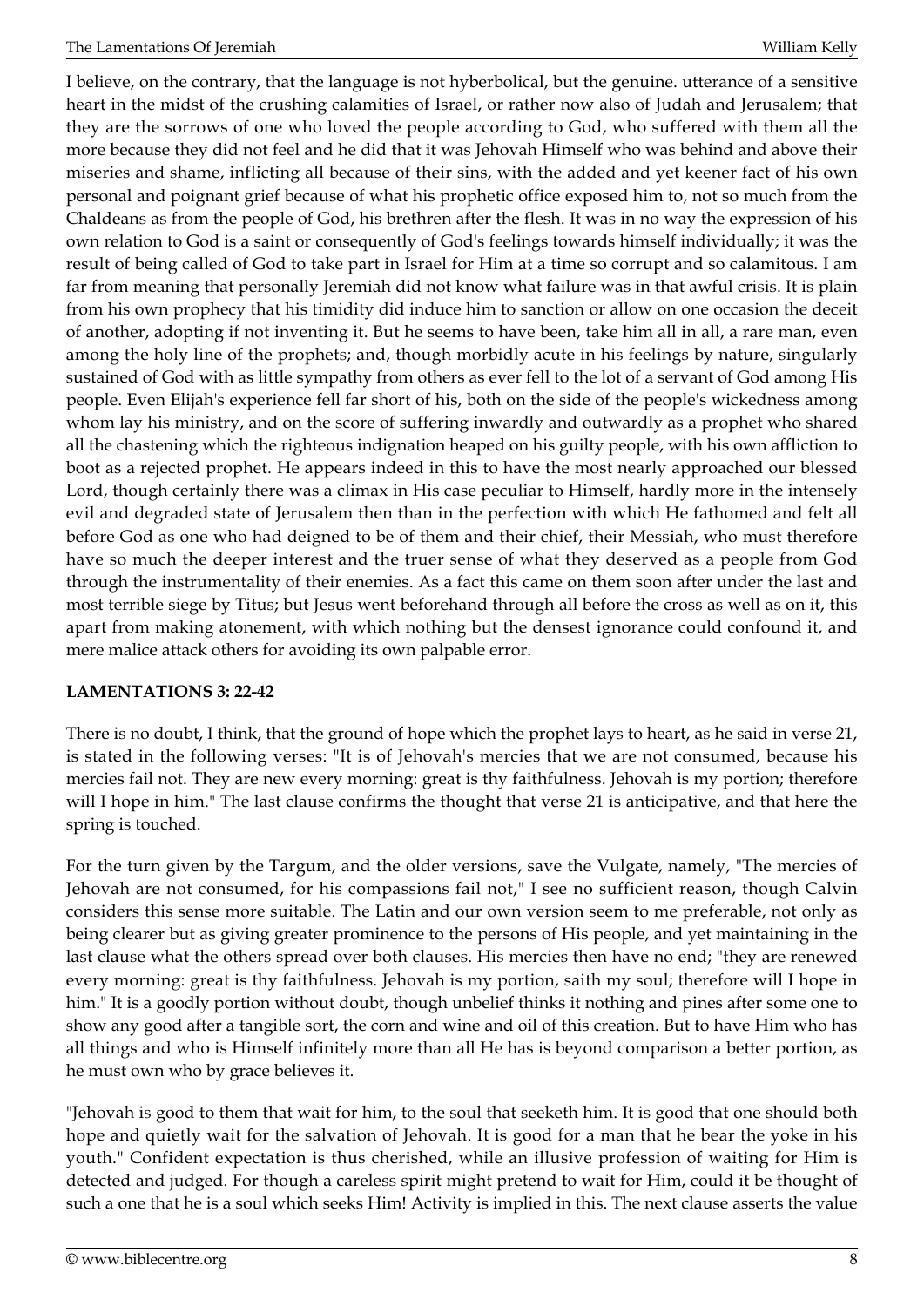I believe, on the contrary, that the language is not hyberbolical, but the genuine. utterance of a sensitive heart in the midst of the crushing calamities of Israel, or rather now also of Judah and Jerusalem; that they are the sorrows of one who loved the people according to God, who suffered with them all the more because they did not feel and he did that it was Jehovah Himself who was behind and above their miseries and shame, inflicting all because of their sins, with the added and yet keener fact of his own personal and poignant grief because of what his prophetic office exposed him to, not so much from the Chaldeans as from the people of God, his brethren after the flesh. It was in no way the expression of his own relation to God is a saint or consequently of God's feelings towards himself individually; it was the result of being called of God to take part in Israel for Him at a time so corrupt and so calamitous. I am far from meaning that personally Jeremiah did not know what failure was in that awful crisis. It is plain from his own prophecy that his timidity did induce him to sanction or allow on one occasion the deceit of another, adopting if not inventing it. But he seems to have been, take him all in all, a rare man, even among the holy line of the prophets; and, though morbidly acute in his feelings by nature, singularly sustained of God with as little sympathy from others as ever fell to the lot of a servant of God among His people. Even Elijah's experience fell far short of his, both on the side of the people's wickedness among whom lay his ministry, and on the score of suffering inwardly and outwardly as a prophet who shared all the chastening which the righteous indignation heaped on his guilty people, with his own affliction to boot as a rejected prophet. He appears indeed in this to have the most nearly approached our blessed Lord, though certainly there was a climax in His case peculiar to Himself, hardly more in the intensely evil and degraded state of Jerusalem then than in the perfection with which He fathomed and felt all before God as one who had deigned to be of them and their chief, their Messiah, who must therefore have so much the deeper interest and the truer sense of what they deserved as a people from God through the instrumentality of their enemies. As a fact this came on them soon after under the last and most terrible siege by Titus; but Jesus went beforehand through all before the cross as well as on it, this apart from making atonement, with which nothing but the densest ignorance could confound it, and mere malice attack others for avoiding its own palpable error.

**LAMENTATIONS 3: 22-42**

There is no doubt, I think, that the ground of hope which the prophet lays to heart, as he said in verse 21, is stated in the following verses: "It is of Jehovah's mercies that we are not consumed, because his mercies fail not. They are new every morning: great is thy faithfulness. Jehovah is my portion; therefore will I hope in him." The last clause confirms the thought that verse 21 is anticipative, and that here the spring is touched.

For the turn given by the Targum, and the older versions, save the Vulgate, namely, "The mercies of Jehovah are not consumed, for his compassions fail not," I see no sufficient reason, though Calvin considers this sense more suitable. The Latin and our own version seem to me preferable, not only as being clearer but as giving greater prominence to the persons of His people, and yet maintaining in the last clause what the others spread over both clauses. His mercies then have no end; "they are renewed every morning: great is thy faithfulness. Jehovah is my portion, saith my soul; therefore will I hope in him." It is a goodly portion without doubt, though unbelief thinks it nothing and pines after some one to show any good after a tangible sort, the corn and wine and oil of this creation. But to have Him who has all things and who is Himself infinitely more than all He has is beyond comparison a better portion, as he must own who by grace believes it.

"Jehovah is good to them that wait for him, to the soul that seeketh him. It is good that one should both hope and quietly wait for the salvation of Jehovah. It is good for a man that he bear the yoke in his youth." Confident expectation is thus cherished, while an illusive profession of waiting for Him is detected and judged. For though a careless spirit might pretend to wait for Him, could it be thought of such a one that he is a soul which seeks Him! Activity is implied in this. The next clause asserts the value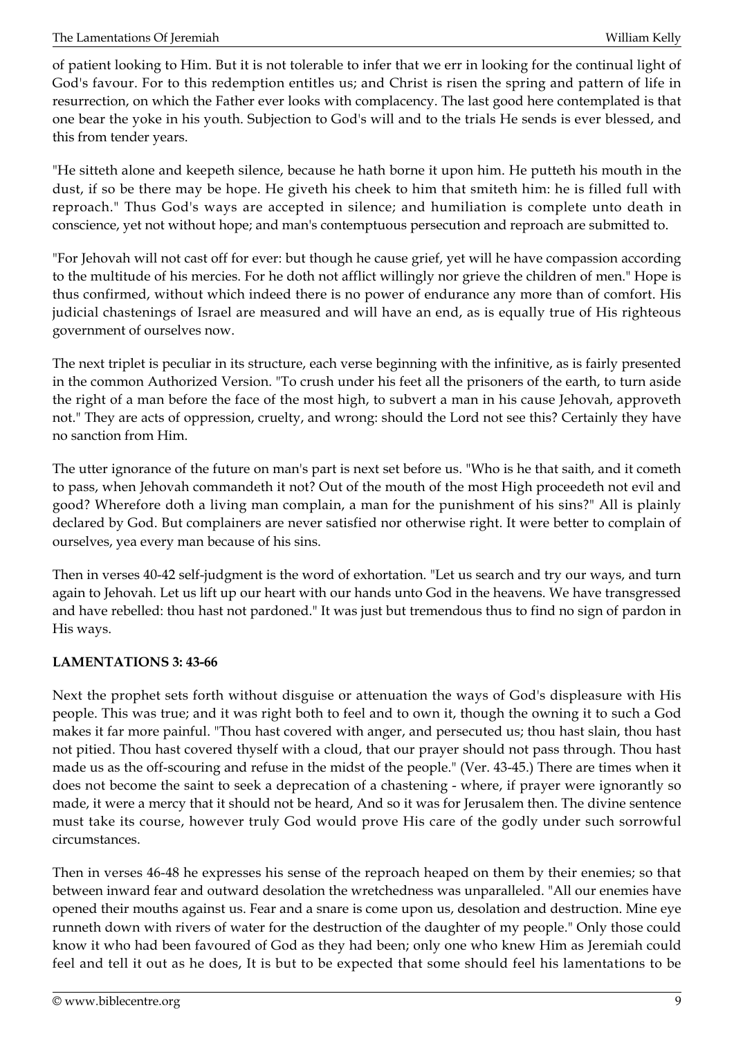of patient looking to Him. But it is not tolerable to infer that we err in looking for the continual light of God's favour. For to this redemption entitles us; and Christ is risen the spring and pattern of life in resurrection, on which the Father ever looks with complacency. The last good here contemplated is that one bear the yoke in his youth. Subjection to God's will and to the trials He sends is ever blessed, and this from tender years.

"He sitteth alone and keepeth silence, because he hath borne it upon him. He putteth his mouth in the dust, if so be there may be hope. He giveth his cheek to him that smiteth him: he is filled full with reproach." Thus God's ways are accepted in silence; and humiliation is complete unto death in conscience, yet not without hope; and man's contemptuous persecution and reproach are submitted to.

"For Jehovah will not cast off for ever: but though he cause grief, yet will he have compassion according to the multitude of his mercies. For he doth not afflict willingly nor grieve the children of men." Hope is thus confirmed, without which indeed there is no power of endurance any more than of comfort. His judicial chastenings of Israel are measured and will have an end, as is equally true of His righteous government of ourselves now.

The next triplet is peculiar in its structure, each verse beginning with the infinitive, as is fairly presented in the common Authorized Version. "To crush under his feet all the prisoners of the earth, to turn aside the right of a man before the face of the most high, to subvert a man in his cause Jehovah, approveth not." They are acts of oppression, cruelty, and wrong: should the Lord not see this? Certainly they have no sanction from Him.

The utter ignorance of the future on man's part is next set before us. "Who is he that saith, and it cometh to pass, when Jehovah commandeth it not? Out of the mouth of the most High proceedeth not evil and good? Wherefore doth a living man complain, a man for the punishment of his sins?" All is plainly declared by God. But complainers are never satisfied nor otherwise right. It were better to complain of ourselves, yea every man because of his sins.

Then in verses 40-42 self-judgment is the word of exhortation. "Let us search and try our ways, and turn again to Jehovah. Let us lift up our heart with our hands unto God in the heavens. We have transgressed and have rebelled: thou hast not pardoned." It was just but tremendous thus to find no sign of pardon in His ways.

**LAMENTATIONS 3: 43-66**

Next the prophet sets forth without disguise or attenuation the ways of God's displeasure with His people. This was true; and it was right both to feel and to own it, though the owning it to such a God makes it far more painful. "Thou hast covered with anger, and persecuted us; thou hast slain, thou hast not pitied. Thou hast covered thyself with a cloud, that our prayer should not pass through. Thou hast made us as the off-scouring and refuse in the midst of the people." (Ver. 43-45.) There are times when it does not become the saint to seek a deprecation of a chastening - where, if prayer were ignorantly so made, it were a mercy that it should not be heard, And so it was for Jerusalem then. The divine sentence must take its course, however truly God would prove His care of the godly under such sorrowful circumstances.

Then in verses 46-48 he expresses his sense of the reproach heaped on them by their enemies; so that between inward fear and outward desolation the wretchedness was unparalleled. "All our enemies have opened their mouths against us. Fear and a snare is come upon us, desolation and destruction. Mine eye runneth down with rivers of water for the destruction of the daughter of my people." Only those could know it who had been favoured of God as they had been; only one who knew Him as Jeremiah could feel and tell it out as he does, It is but to be expected that some should feel his lamentations to be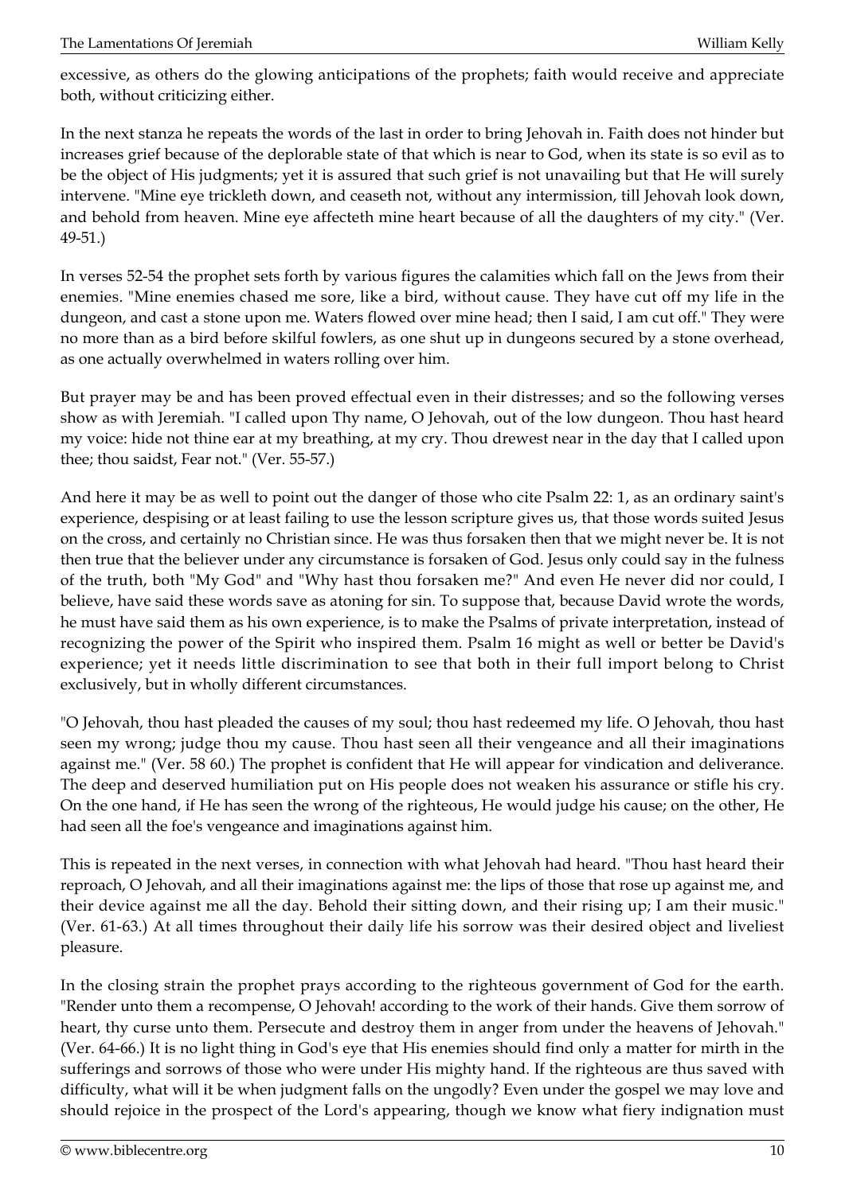excessive, as others do the glowing anticipations of the prophets; faith would receive and appreciate both, without criticizing either.

In the next stanza he repeats the words of the last in order to bring Jehovah in. Faith does not hinder but increases grief because of the deplorable state of that which is near to God, when its state is so evil as to be the object of His judgments; yet it is assured that such grief is not unavailing but that He will surely intervene. "Mine eye trickleth down, and ceaseth not, without any intermission, till Jehovah look down, and behold from heaven. Mine eye affecteth mine heart because of all the daughters of my city." (Ver. 49-51.)

In verses 52-54 the prophet sets forth by various figures the calamities which fall on the Jews from their enemies. "Mine enemies chased me sore, like a bird, without cause. They have cut off my life in the dungeon, and cast a stone upon me. Waters flowed over mine head; then I said, I am cut off." They were no more than as a bird before skilful fowlers, as one shut up in dungeons secured by a stone overhead, as one actually overwhelmed in waters rolling over him.

But prayer may be and has been proved effectual even in their distresses; and so the following verses show as with Jeremiah. "I called upon Thy name, O Jehovah, out of the low dungeon. Thou hast heard my voice: hide not thine ear at my breathing, at my cry. Thou drewest near in the day that I called upon thee; thou saidst, Fear not." (Ver. 55-57.)

And here it may be as well to point out the danger of those who cite Psalm 22: 1, as an ordinary saint's experience, despising or at least failing to use the lesson scripture gives us, that those words suited Jesus on the cross, and certainly no Christian since. He was thus forsaken then that we might never be. It is not then true that the believer under any circumstance is forsaken of God. Jesus only could say in the fulness of the truth, both "My God" and "Why hast thou forsaken me?" And even He never did nor could, I believe, have said these words save as atoning for sin. To suppose that, because David wrote the words, he must have said them as his own experience, is to make the Psalms of private interpretation, instead of recognizing the power of the Spirit who inspired them. Psalm 16 might as well or better be David's experience; yet it needs little discrimination to see that both in their full import belong to Christ exclusively, but in wholly different circumstances.

"O Jehovah, thou hast pleaded the causes of my soul; thou hast redeemed my life. O Jehovah, thou hast seen my wrong; judge thou my cause. Thou hast seen all their vengeance and all their imaginations against me." (Ver. 58 60.) The prophet is confident that He will appear for vindication and deliverance. The deep and deserved humiliation put on His people does not weaken his assurance or stifle his cry. On the one hand, if He has seen the wrong of the righteous, He would judge his cause; on the other, He had seen all the foe's vengeance and imaginations against him.

This is repeated in the next verses, in connection with what Jehovah had heard. "Thou hast heard their reproach, O Jehovah, and all their imaginations against me: the lips of those that rose up against me, and their device against me all the day. Behold their sitting down, and their rising up; I am their music." (Ver. 61-63.) At all times throughout their daily life his sorrow was their desired object and liveliest pleasure.

In the closing strain the prophet prays according to the righteous government of God for the earth. "Render unto them a recompense, O Jehovah! according to the work of their hands. Give them sorrow of heart, thy curse unto them. Persecute and destroy them in anger from under the heavens of Jehovah." (Ver. 64-66.) It is no light thing in God's eye that His enemies should find only a matter for mirth in the sufferings and sorrows of those who were under His mighty hand. If the righteous are thus saved with difficulty, what will it be when judgment falls on the ungodly? Even under the gospel we may love and should rejoice in the prospect of the Lord's appearing, though we know what fiery indignation must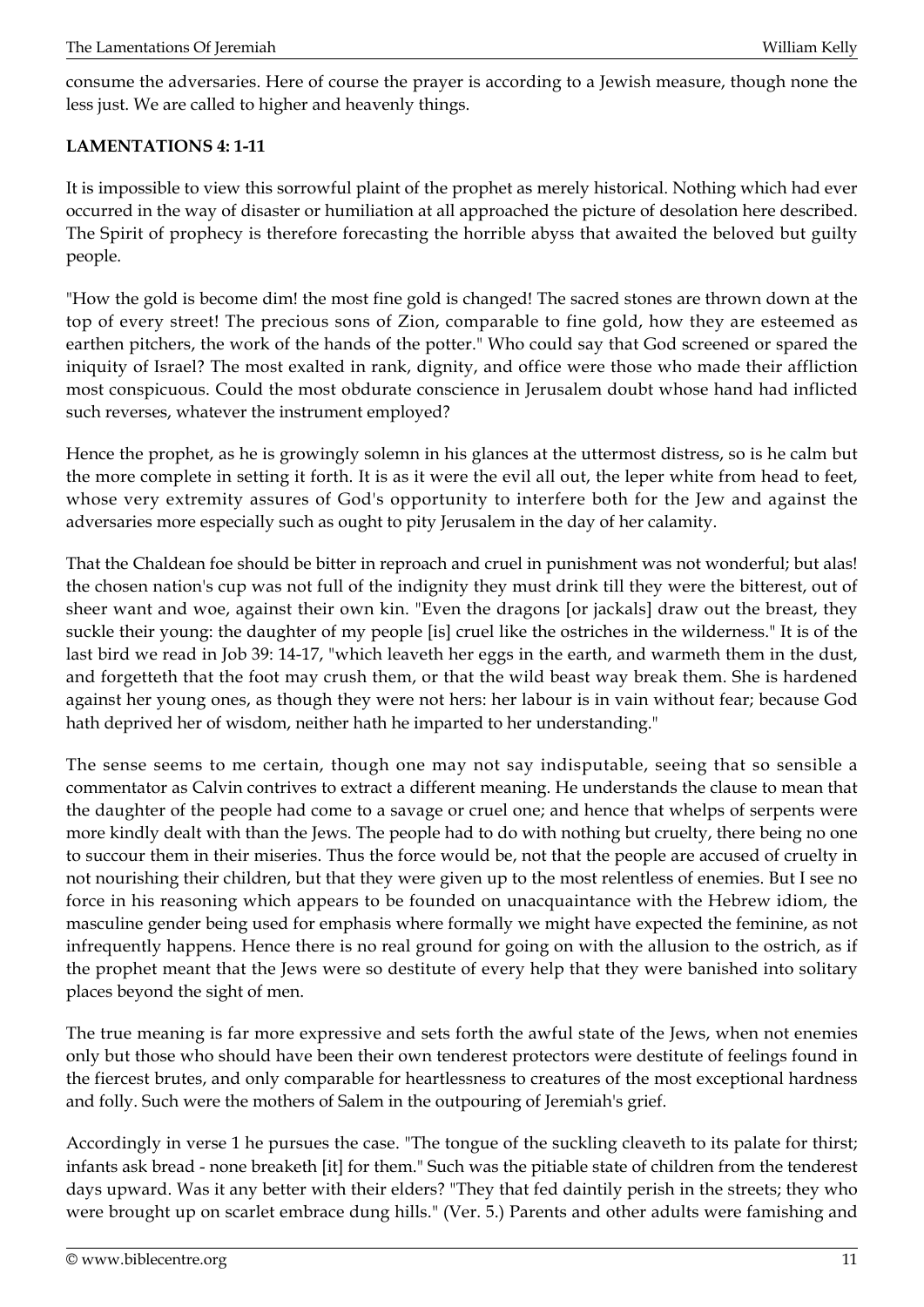consume the adversaries. Here of course the prayer is according to a Jewish measure, though none the less just. We are called to higher and heavenly things.

**LAMENTATIONS 4: 1-11**

It is impossible to view this sorrowful plaint of the prophet as merely historical. Nothing which had ever occurred in the way of disaster or humiliation at all approached the picture of desolation here described. The Spirit of prophecy is therefore forecasting the horrible abyss that awaited the beloved but guilty people.

"How the gold is become dim! the most fine gold is changed! The sacred stones are thrown down at the top of every street! The precious sons of Zion, comparable to fine gold, how they are esteemed as earthen pitchers, the work of the hands of the potter." Who could say that God screened or spared the iniquity of Israel? The most exalted in rank, dignity, and office were those who made their affliction most conspicuous. Could the most obdurate conscience in Jerusalem doubt whose hand had inflicted such reverses, whatever the instrument employed?

Hence the prophet, as he is growingly solemn in his glances at the uttermost distress, so is he calm but the more complete in setting it forth. It is as it were the evil all out, the leper white from head to feet, whose very extremity assures of God's opportunity to interfere both for the Jew and against the adversaries more especially such as ought to pity Jerusalem in the day of her calamity.

That the Chaldean foe should be bitter in reproach and cruel in punishment was not wonderful; but alas! the chosen nation's cup was not full of the indignity they must drink till they were the bitterest, out of sheer want and woe, against their own kin. "Even the dragons [or jackals] draw out the breast, they suckle their young: the daughter of my people [is] cruel like the ostriches in the wilderness." It is of the last bird we read in Job 39: 14-17, "which leaveth her eggs in the earth, and warmeth them in the dust, and forgetteth that the foot may crush them, or that the wild beast way break them. She is hardened against her young ones, as though they were not hers: her labour is in vain without fear; because God hath deprived her of wisdom, neither hath he imparted to her understanding."

The sense seems to me certain, though one may not say indisputable, seeing that so sensible a commentator as Calvin contrives to extract a different meaning. He understands the clause to mean that the daughter of the people had come to a savage or cruel one; and hence that whelps of serpents were more kindly dealt with than the Jews. The people had to do with nothing but cruelty, there being no one to succour them in their miseries. Thus the force would be, not that the people are accused of cruelty in not nourishing their children, but that they were given up to the most relentless of enemies. But I see no force in his reasoning which appears to be founded on unacquaintance with the Hebrew idiom, the masculine gender being used for emphasis where formally we might have expected the feminine, as not infrequently happens. Hence there is no real ground for going on with the allusion to the ostrich, as if the prophet meant that the Jews were so destitute of every help that they were banished into solitary places beyond the sight of men.

The true meaning is far more expressive and sets forth the awful state of the Jews, when not enemies only but those who should have been their own tenderest protectors were destitute of feelings found in the fiercest brutes, and only comparable for heartlessness to creatures of the most exceptional hardness and folly. Such were the mothers of Salem in the outpouring of Jeremiah's grief.

Accordingly in verse 1 he pursues the case. "The tongue of the suckling cleaveth to its palate for thirst; infants ask bread - none breaketh [it] for them." Such was the pitiable state of children from the tenderest days upward. Was it any better with their elders? "They that fed daintily perish in the streets; they who were brought up on scarlet embrace dung hills." (Ver. 5.) Parents and other adults were famishing and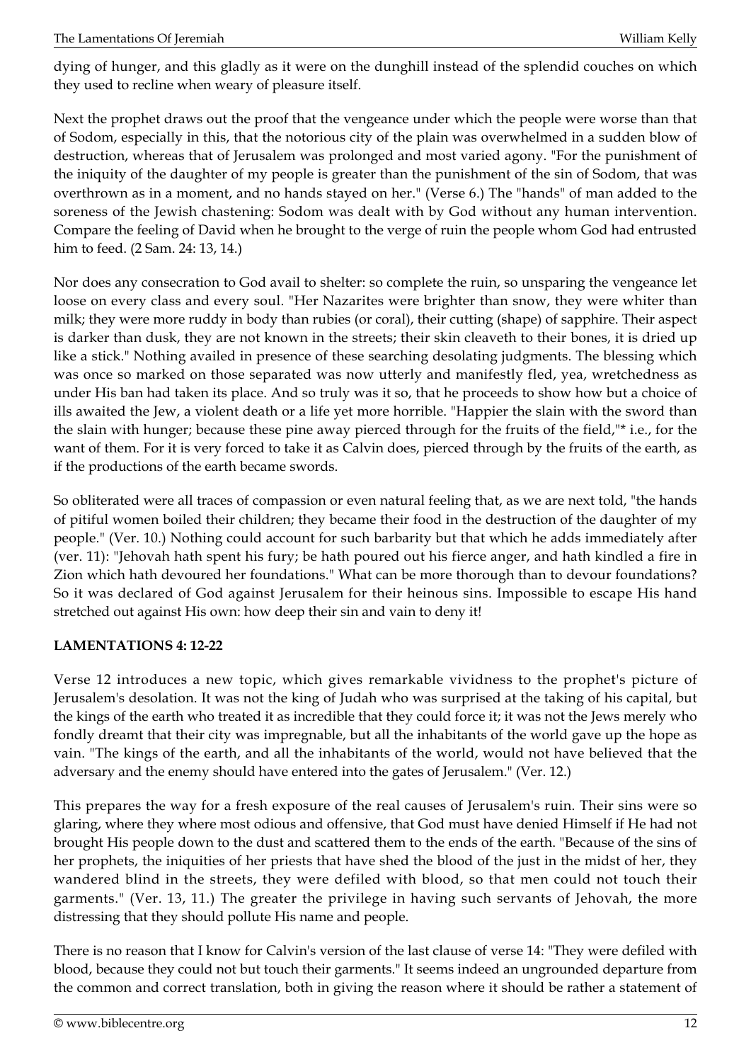dying of hunger, and this gladly as it were on the dunghill instead of the splendid couches on which they used to recline when weary of pleasure itself.

Next the prophet draws out the proof that the vengeance under which the people were worse than that of Sodom, especially in this, that the notorious city of the plain was overwhelmed in a sudden blow of destruction, whereas that of Jerusalem was prolonged and most varied agony. "For the punishment of the iniquity of the daughter of my people is greater than the punishment of the sin of Sodom, that was overthrown as in a moment, and no hands stayed on her." (Verse 6.) The "hands" of man added to the soreness of the Jewish chastening: Sodom was dealt with by God without any human intervention. Compare the feeling of David when he brought to the verge of ruin the people whom God had entrusted him to feed. (2 Sam. 24: 13, 14.)

Nor does any consecration to God avail to shelter: so complete the ruin, so unsparing the vengeance let loose on every class and every soul. "Her Nazarites were brighter than snow, they were whiter than milk; they were more ruddy in body than rubies (or coral), their cutting (shape) of sapphire. Their aspect is darker than dusk, they are not known in the streets; their skin cleaveth to their bones, it is dried up like a stick." Nothing availed in presence of these searching desolating judgments. The blessing which was once so marked on those separated was now utterly and manifestly fled, yea, wretchedness as under His ban had taken its place. And so truly was it so, that he proceeds to show how but a choice of ills awaited the Jew, a violent death or a life yet more horrible. "Happier the slain with the sword than the slain with hunger; because these pine away pierced through for the fruits of the field,"* i.e., for the want of them. For it is very forced to take it as Calvin does, pierced through by the fruits of the earth, as if the productions of the earth became swords.

So obliterated were all traces of compassion or even natural feeling that, as we are next told, "the hands of pitiful women boiled their children; they became their food in the destruction of the daughter of my people." (Ver. 10.) Nothing could account for such barbarity but that which he adds immediately after (ver. 11): "Jehovah hath spent his fury; be hath poured out his fierce anger, and hath kindled a fire in Zion which hath devoured her foundations." What can be more thorough than to devour foundations? So it was declared of God against Jerusalem for their heinous sins. Impossible to escape His hand stretched out against His own: how deep their sin and vain to deny it!

**LAMENTATIONS 4: 12-22**

Verse 12 introduces a new topic, which gives remarkable vividness to the prophet's picture of Jerusalem's desolation. It was not the king of Judah who was surprised at the taking of his capital, but the kings of the earth who treated it as incredible that they could force it; it was not the Jews merely who fondly dreamt that their city was impregnable, but all the inhabitants of the world gave up the hope as vain. "The kings of the earth, and all the inhabitants of the world, would not have believed that the adversary and the enemy should have entered into the gates of Jerusalem." (Ver. 12.)

This prepares the way for a fresh exposure of the real causes of Jerusalem's ruin. Their sins were so glaring, where they where most odious and offensive, that God must have denied Himself if He had not brought His people down to the dust and scattered them to the ends of the earth. "Because of the sins of her prophets, the iniquities of her priests that have shed the blood of the just in the midst of her, they wandered blind in the streets, they were defiled with blood, so that men could not touch their garments." (Ver. 13, 11.) The greater the privilege in having such servants of Jehovah, the more distressing that they should pollute His name and people.

There is no reason that I know for Calvin's version of the last clause of verse 14: "They were defiled with blood, because they could not but touch their garments." It seems indeed an ungrounded departure from the common and correct translation, both in giving the reason where it should be rather a statement of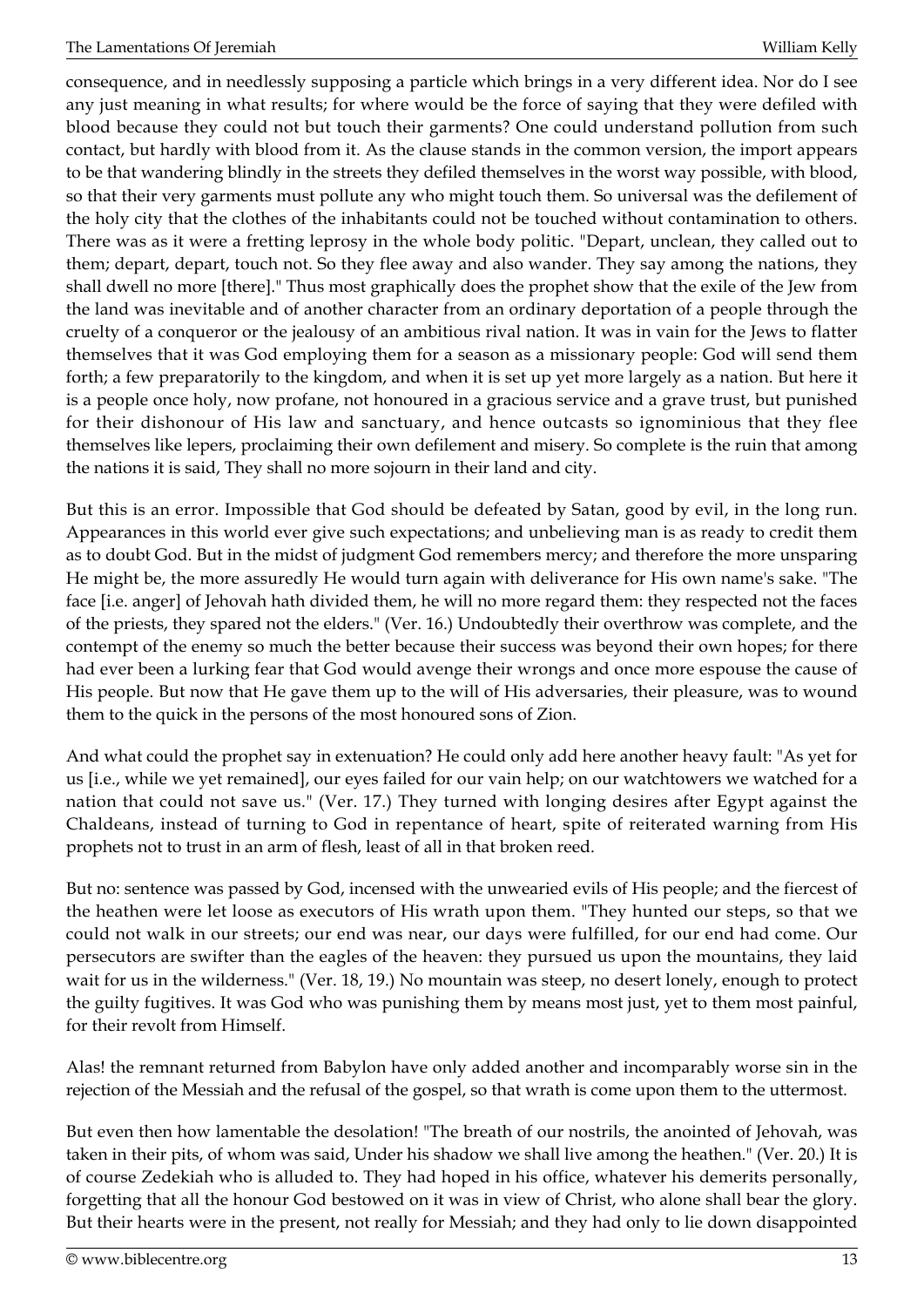consequence, and in needlessly supposing a particle which brings in a very different idea. Nor do I see any just meaning in what results; for where would be the force of saying that they were defiled with blood because they could not but touch their garments? One could understand pollution from such contact, but hardly with blood from it. As the clause stands in the common version, the import appears to be that wandering blindly in the streets they defiled themselves in the worst way possible, with blood, so that their very garments must pollute any who might touch them. So universal was the defilement of the holy city that the clothes of the inhabitants could not be touched without contamination to others. There was as it were a fretting leprosy in the whole body politic. "Depart, unclean, they called out to them; depart, depart, touch not. So they flee away and also wander. They say among the nations, they shall dwell no more [there]." Thus most graphically does the prophet show that the exile of the Jew from the land was inevitable and of another character from an ordinary deportation of a people through the cruelty of a conqueror or the jealousy of an ambitious rival nation. It was in vain for the Jews to flatter themselves that it was God employing them for a season as a missionary people: God will send them forth; a few preparatorily to the kingdom, and when it is set up yet more largely as a nation. But here it is a people once holy, now profane, not honoured in a gracious service and a grave trust, but punished for their dishonour of His law and sanctuary, and hence outcasts so ignominious that they flee themselves like lepers, proclaiming their own defilement and misery. So complete is the ruin that among the nations it is said, They shall no more sojourn in their land and city.

But this is an error. Impossible that God should be defeated by Satan, good by evil, in the long run. Appearances in this world ever give such expectations; and unbelieving man is as ready to credit them as to doubt God. But in the midst of judgment God remembers mercy; and therefore the more unsparing He might be, the more assuredly He would turn again with deliverance for His own name's sake. "The face [i.e. anger] of Jehovah hath divided them, he will no more regard them: they respected not the faces of the priests, they spared not the elders." (Ver. 16.) Undoubtedly their overthrow was complete, and the contempt of the enemy so much the better because their success was beyond their own hopes; for there had ever been a lurking fear that God would avenge their wrongs and once more espouse the cause of His people. But now that He gave them up to the will of His adversaries, their pleasure, was to wound them to the quick in the persons of the most honoured sons of Zion.

And what could the prophet say in extenuation? He could only add here another heavy fault: "As yet for us [i.e., while we yet remained], our eyes failed for our vain help; on our watchtowers we watched for a nation that could not save us." (Ver. 17.) They turned with longing desires after Egypt against the Chaldeans, instead of turning to God in repentance of heart, spite of reiterated warning from His prophets not to trust in an arm of flesh, least of all in that broken reed.

But no: sentence was passed by God, incensed with the unwearied evils of His people; and the fiercest of the heathen were let loose as executors of His wrath upon them. "They hunted our steps, so that we could not walk in our streets; our end was near, our days were fulfilled, for our end had come. Our persecutors are swifter than the eagles of the heaven: they pursued us upon the mountains, they laid wait for us in the wilderness." (Ver. 18, 19.) No mountain was steep, no desert lonely, enough to protect the guilty fugitives. It was God who was punishing them by means most just, yet to them most painful, for their revolt from Himself.

Alas! the remnant returned from Babylon have only added another and incomparably worse sin in the rejection of the Messiah and the refusal of the gospel, so that wrath is come upon them to the uttermost.

But even then how lamentable the desolation! "The breath of our nostrils, the anointed of Jehovah, was taken in their pits, of whom was said, Under his shadow we shall live among the heathen." (Ver. 20.) It is of course Zedekiah who is alluded to. They had hoped in his office, whatever his demerits personally, forgetting that all the honour God bestowed on it was in view of Christ, who alone shall bear the glory. But their hearts were in the present, not really for Messiah; and they had only to lie down disappointed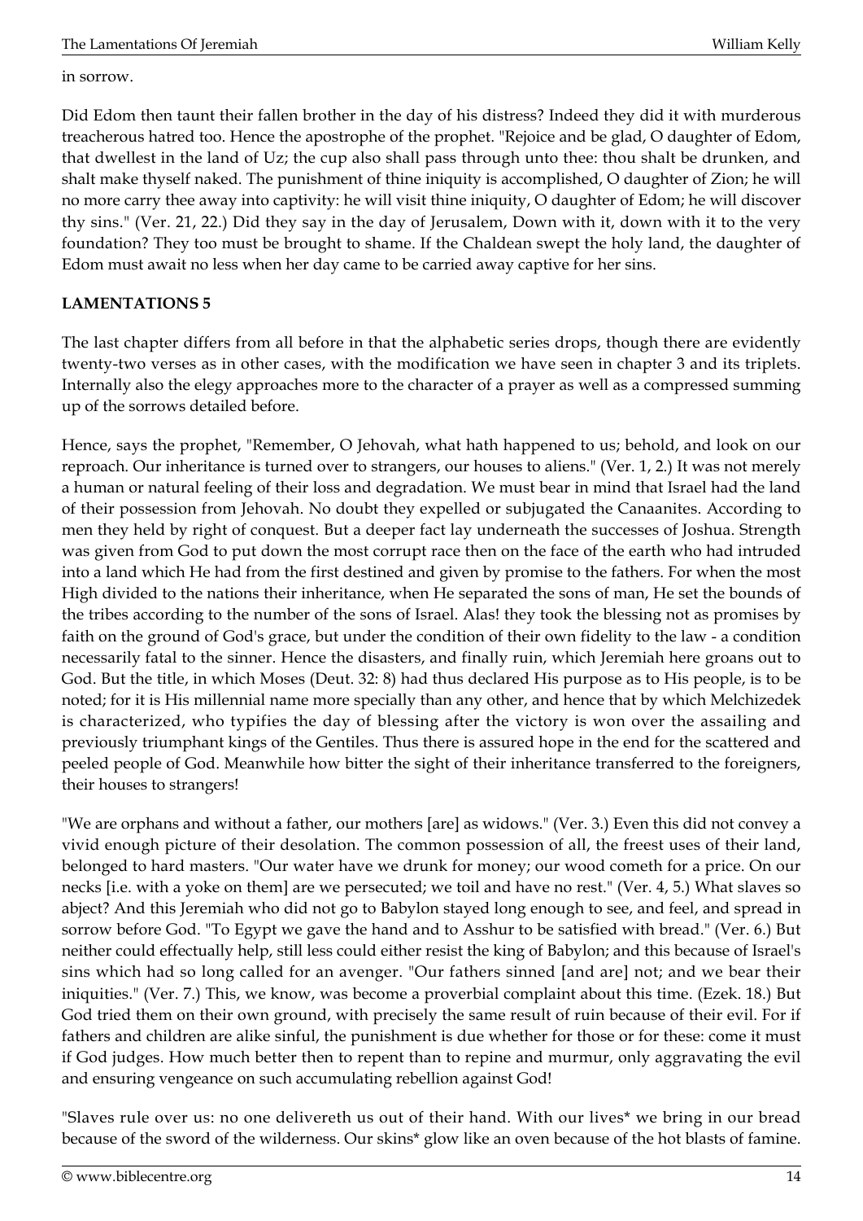in sorrow.

Did Edom then taunt their fallen brother in the day of his distress? Indeed they did it with murderous treacherous hatred too. Hence the apostrophe of the prophet. "Rejoice and be glad, O daughter of Edom, that dwellest in the land of Uz; the cup also shall pass through unto thee: thou shalt be drunken, and shalt make thyself naked. The punishment of thine iniquity is accomplished, O daughter of Zion; he will no more carry thee away into captivity: he will visit thine iniquity, O daughter of Edom; he will discover thy sins." (Ver. 21, 22.) Did they say in the day of Jerusalem, Down with it, down with it to the very foundation? They too must be brought to shame. If the Chaldean swept the holy land, the daughter of Edom must await no less when her day came to be carried away captive for her sins.

**LAMENTATIONS 5**

The last chapter differs from all before in that the alphabetic series drops, though there are evidently twenty-two verses as in other cases, with the modification we have seen in chapter 3 and its triplets. Internally also the elegy approaches more to the character of a prayer as well as a compressed summing up of the sorrows detailed before.

Hence, says the prophet, "Remember, O Jehovah, what hath happened to us; behold, and look on our reproach. Our inheritance is turned over to strangers, our houses to aliens." (Ver. 1, 2.) It was not merely a human or natural feeling of their loss and degradation. We must bear in mind that Israel had the land of their possession from Jehovah. No doubt they expelled or subjugated the Canaanites. According to men they held by right of conquest. But a deeper fact lay underneath the successes of Joshua. Strength was given from God to put down the most corrupt race then on the face of the earth who had intruded into a land which He had from the first destined and given by promise to the fathers. For when the most High divided to the nations their inheritance, when He separated the sons of man, He set the bounds of the tribes according to the number of the sons of Israel. Alas! they took the blessing not as promises by faith on the ground of God's grace, but under the condition of their own fidelity to the law - a condition necessarily fatal to the sinner. Hence the disasters, and finally ruin, which Jeremiah here groans out to God. But the title, in which Moses (Deut. 32: 8) had thus declared His purpose as to His people, is to be noted; for it is His millennial name more specially than any other, and hence that by which Melchizedek is characterized, who typifies the day of blessing after the victory is won over the assailing and previously triumphant kings of the Gentiles. Thus there is assured hope in the end for the scattered and peeled people of God. Meanwhile how bitter the sight of their inheritance transferred to the foreigners, their houses to strangers!

"We are orphans and without a father, our mothers [are] as widows." (Ver. 3.) Even this did not convey a vivid enough picture of their desolation. The common possession of all, the freest uses of their land, belonged to hard masters. "Our water have we drunk for money; our wood cometh for a price. On our necks [i.e. with a yoke on them] are we persecuted; we toil and have no rest." (Ver. 4, 5.) What slaves so abject? And this Jeremiah who did not go to Babylon stayed long enough to see, and feel, and spread in sorrow before God. "To Egypt we gave the hand and to Asshur to be satisfied with bread." (Ver. 6.) But neither could effectually help, still less could either resist the king of Babylon; and this because of Israel's sins which had so long called for an avenger. "Our fathers sinned [and are] not; and we bear their iniquities." (Ver. 7.) This, we know, was become a proverbial complaint about this time. (Ezek. 18.) But God tried them on their own ground, with precisely the same result of ruin because of their evil. For if fathers and children are alike sinful, the punishment is due whether for those or for these: come it must if God judges. How much better then to repent than to repine and murmur, only aggravating the evil and ensuring vengeance on such accumulating rebellion against God!

"Slaves rule over us: no one delivereth us out of their hand. With our lives* we bring in our bread because of the sword of the wilderness. Our skins* glow like an oven because of the hot blasts of famine.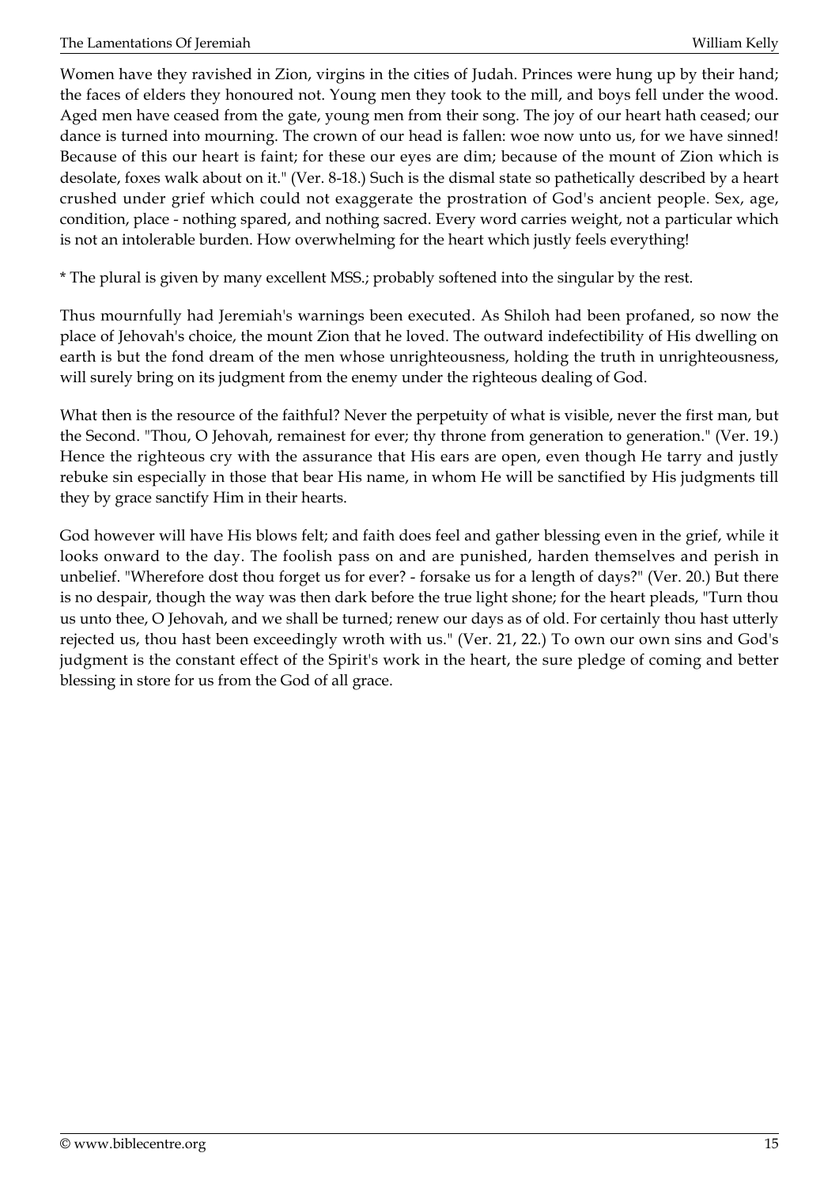Women have they ravished in Zion, virgins in the cities of Judah. Princes were hung up by their hand; the faces of elders they honoured not. Young men they took to the mill, and boys fell under the wood. Aged men have ceased from the gate, young men from their song. The joy of our heart hath ceased; our dance is turned into mourning. The crown of our head is fallen: woe now unto us, for we have sinned! Because of this our heart is faint; for these our eyes are dim; because of the mount of Zion which is desolate, foxes walk about on it." (Ver. 8-18.) Such is the dismal state so pathetically described by a heart crushed under grief which could not exaggerate the prostration of God's ancient people. Sex, age, condition, place - nothing spared, and nothing sacred. Every word carries weight, not a particular which is not an intolerable burden. How overwhelming for the heart which justly feels everything!

* The plural is given by many excellent MSS.; probably softened into the singular by the rest.

Thus mournfully had Jeremiah's warnings been executed. As Shiloh had been profaned, so now the place of Jehovah's choice, the mount Zion that he loved. The outward indefectibility of His dwelling on earth is but the fond dream of the men whose unrighteousness, holding the truth in unrighteousness, will surely bring on its judgment from the enemy under the righteous dealing of God.

What then is the resource of the faithful? Never the perpetuity of what is visible, never the first man, but the Second. "Thou, O Jehovah, remainest for ever; thy throne from generation to generation." (Ver. 19.) Hence the righteous cry with the assurance that His ears are open, even though He tarry and justly rebuke sin especially in those that bear His name, in whom He will be sanctified by His judgments till they by grace sanctify Him in their hearts.

God however will have His blows felt; and faith does feel and gather blessing even in the grief, while it looks onward to the day. The foolish pass on and are punished, harden themselves and perish in unbelief. "Wherefore dost thou forget us for ever? - forsake us for a length of days?" (Ver. 20.) But there is no despair, though the way was then dark before the true light shone; for the heart pleads, "Turn thou us unto thee, O Jehovah, and we shall be turned; renew our days as of old. For certainly thou hast utterly rejected us, thou hast been exceedingly wroth with us." (Ver. 21, 22.) To own our own sins and God's judgment is the constant effect of the Spirit's work in the heart, the sure pledge of coming and better blessing in store for us from the God of all grace.